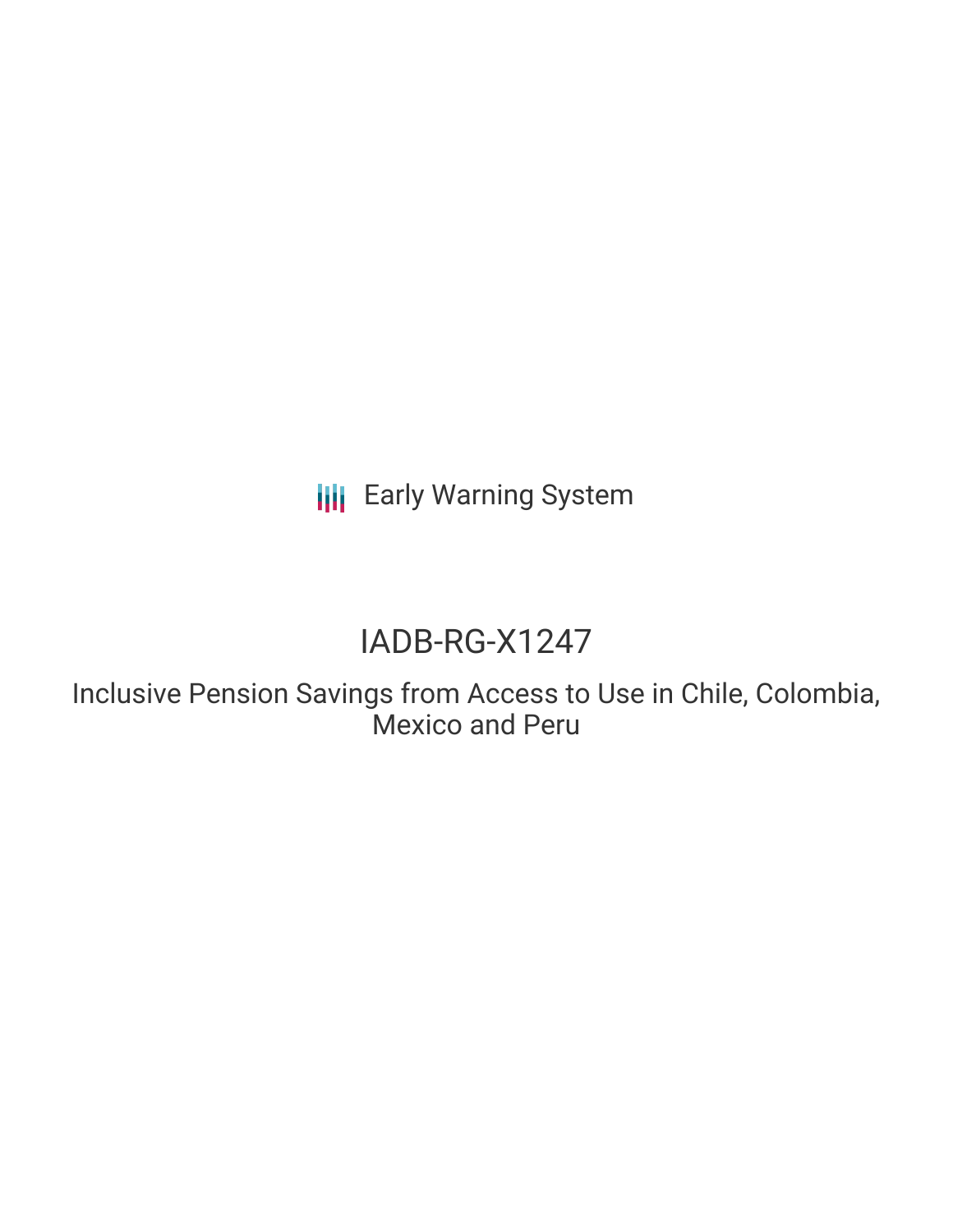Early Warning System

# IADB-RG-X1247

## Inclusive Pension Savings from Access to Use in Chile, Colombia, Mexico and Peru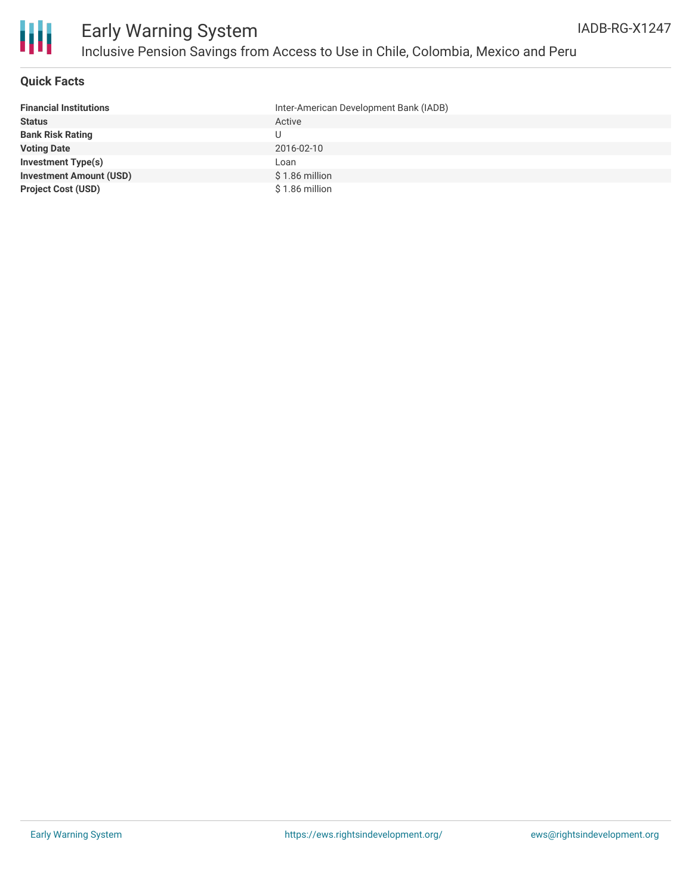# Early Warning System

## Inclusive Pension Savings from Access to Use in Chile, Colombia, Mexico and Peru

IADB-RG-X1247

### Quick Facts

| | |
|---|---|
| **Financial Institutions** | Inter-American Development Bank (IADB) |
| **Status** | Active |
| **Bank Risk Rating** | U |
| **Voting Date** | 2016-02-10 |
| **Investment Type(s)** | Loan |
| **Investment Amount (USD)** | $ 1.86 million |
| **Project Cost (USD)** | $ 1.86 million |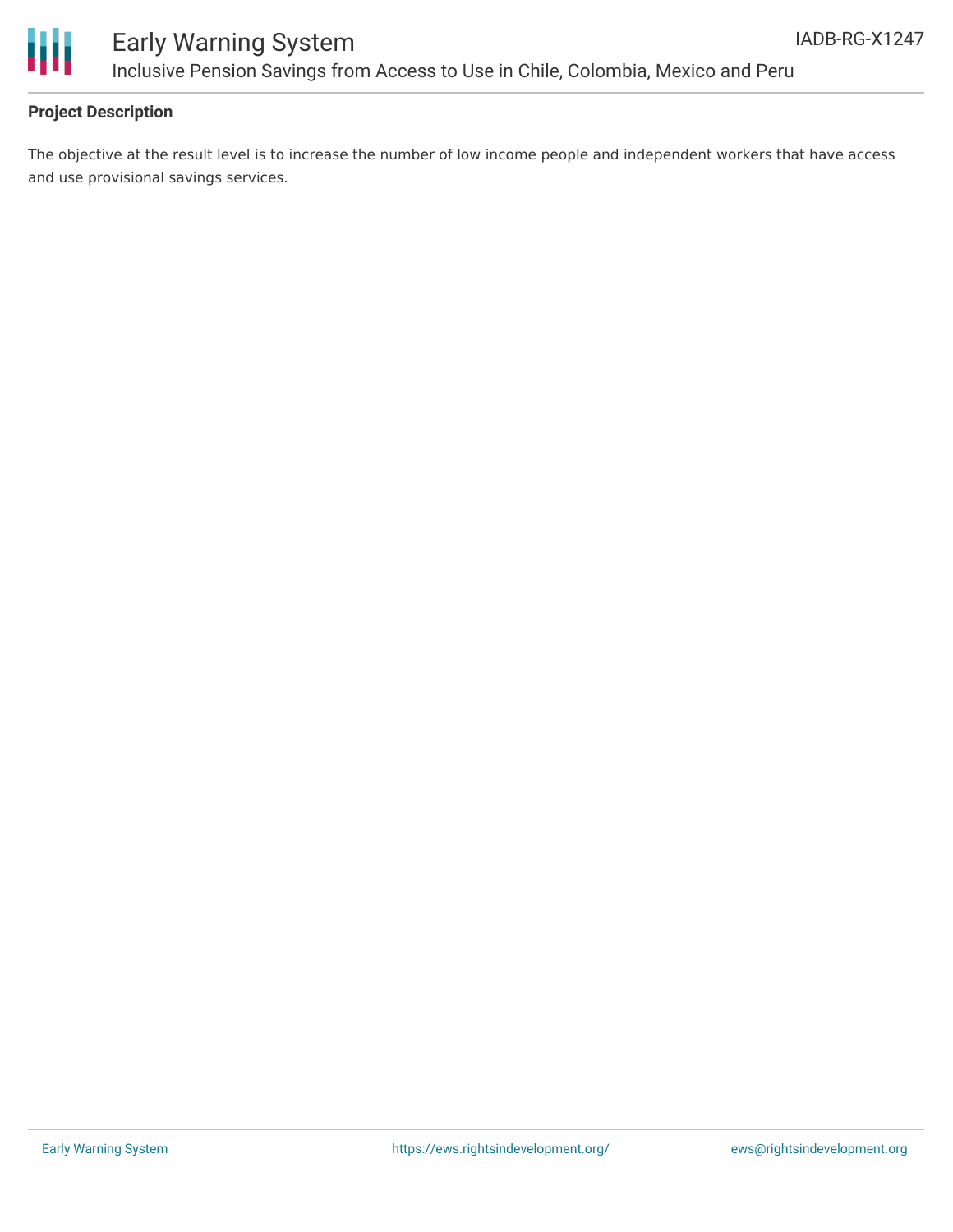### Project Description

The objective at the result level is to increase the number of low income people and independent workers that have access and use provisional savings services.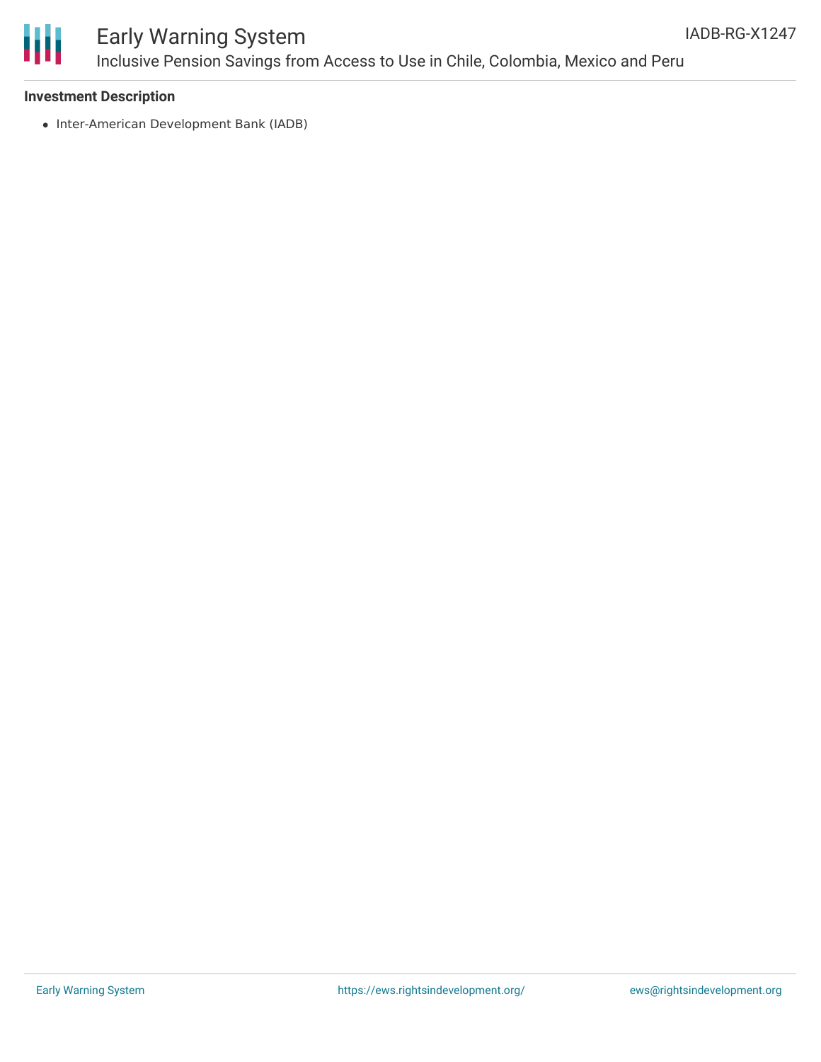**Investment Description**

- Inter-American Development Bank (IADB)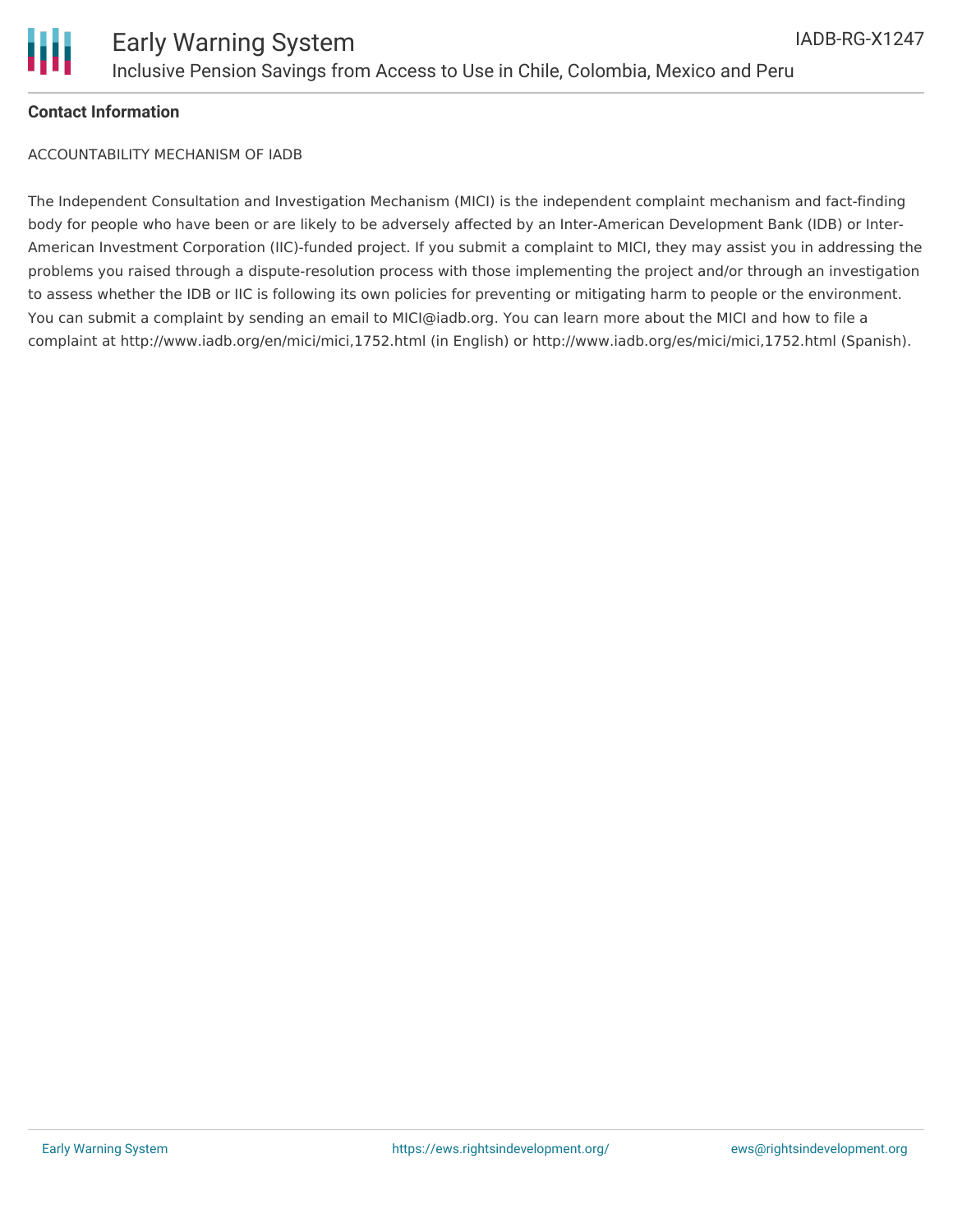**Contact Information**

ACCOUNTABILITY MECHANISM OF IADB

The Independent Consultation and Investigation Mechanism (MICI) is the independent complaint mechanism and fact-finding body for people who have been or are likely to be adversely affected by an Inter-American Development Bank (IDB) or Inter-American Investment Corporation (IIC)-funded project. If you submit a complaint to MICI, they may assist you in addressing the problems you raised through a dispute-resolution process with those implementing the project and/or through an investigation to assess whether the IDB or IIC is following its own policies for preventing or mitigating harm to people or the environment. You can submit a complaint by sending an email to MICI@iadb.org. You can learn more about the MICI and how to file a complaint at http://www.iadb.org/en/mici/mici,1752.html (in English) or http://www.iadb.org/es/mici/mici,1752.html (Spanish).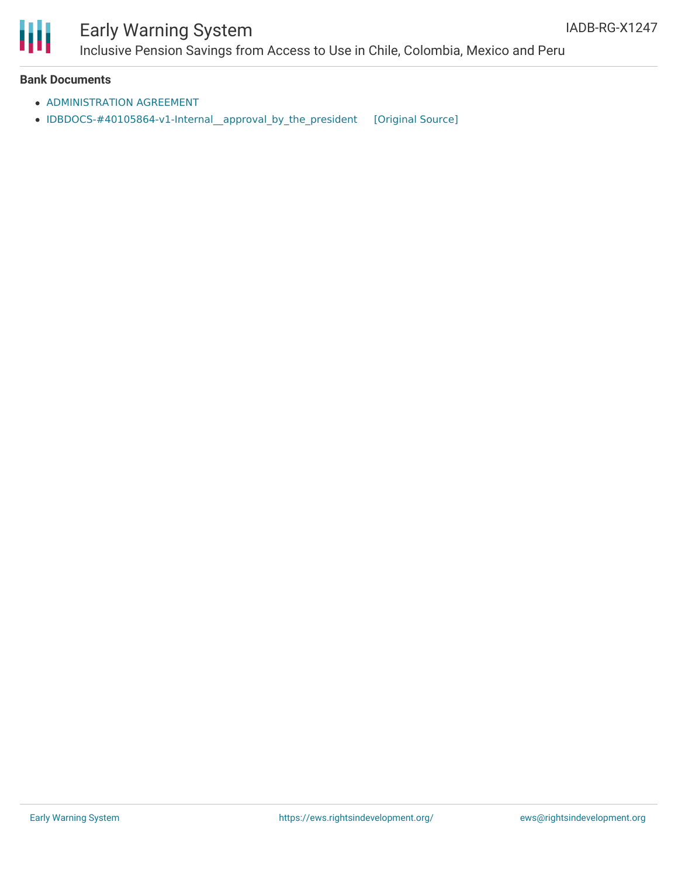**Bank Documents**

- ADMINISTRATION AGREEMENT
- IDBDOCS-#40105864-v1-Internal__approval_by_the_president [Original Source]